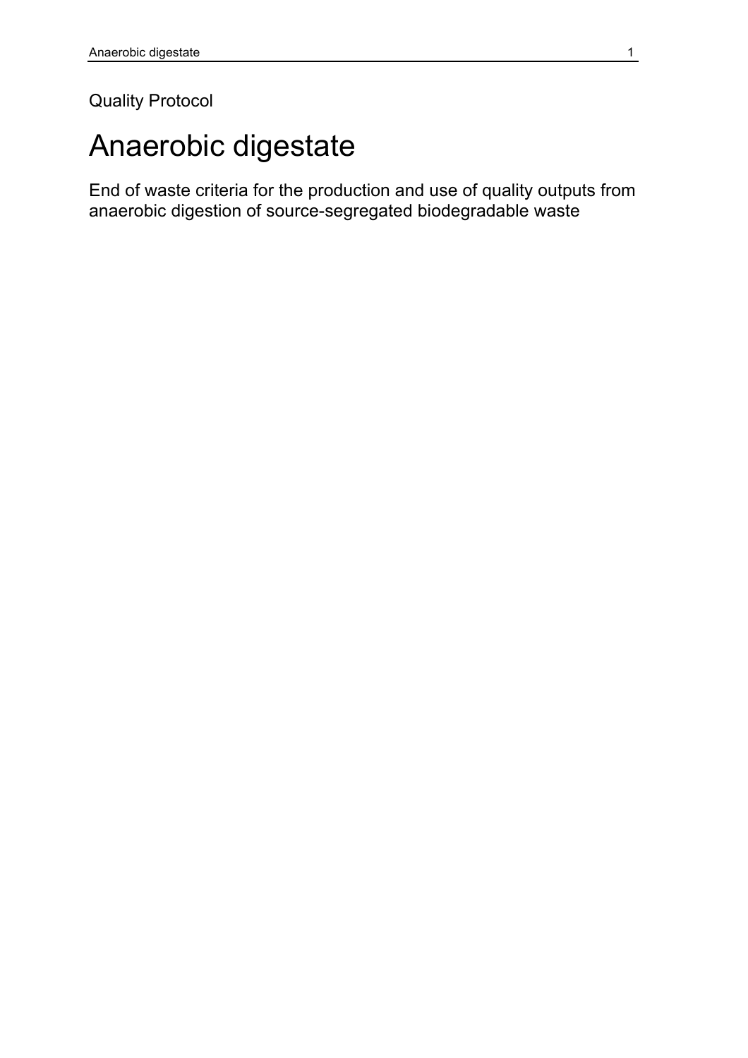Quality Protocol

# Anaerobic digestate

End of waste criteria for the production and use of quality outputs from anaerobic digestion of source-segregated biodegradable waste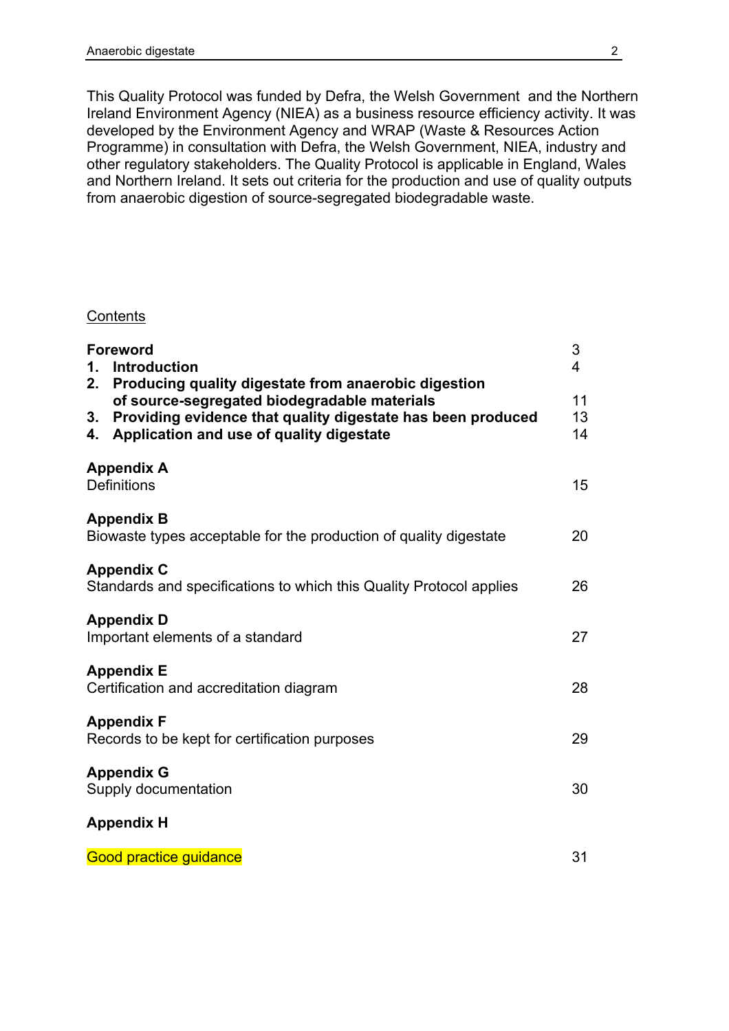This Quality Protocol was funded by Defra, the Welsh Government and the Northern Ireland Environment Agency (NIEA) as a business resource efficiency activity. It was developed by the Environment Agency and WRAP (Waste & Resources Action Programme) in consultation with Defra, the Welsh Government, NIEA, industry and other regulatory stakeholders. The Quality Protocol is applicable in England, Wales and Northern Ireland. It sets out criteria for the production and use of quality outputs from anaerobic digestion of source-segregated biodegradable waste.

Contents

| | |
|---|---|
| **Foreword** | 3 |
| **1. Introduction** | 4 |
| **2. Producing quality digestate from anaerobic digestion of source-segregated biodegradable materials** | 11 |
| **3. Providing evidence that quality digestate has been produced** | 13 |
| **4. Application and use of quality digestate** | 14 |
| **Appendix A** Definitions | 15 |
| **Appendix B** Biowaste types acceptable for the production of quality digestate | 20 |
| **Appendix C** Standards and specifications to which this Quality Protocol applies | 26 |
| **Appendix D** Important elements of a standard | 27 |
| **Appendix E** Certification and accreditation diagram | 28 |
| **Appendix F** Records to be kept for certification purposes | 29 |
| **Appendix G** Supply documentation | 30 |
| **Appendix H** Good practice guidance | 31 |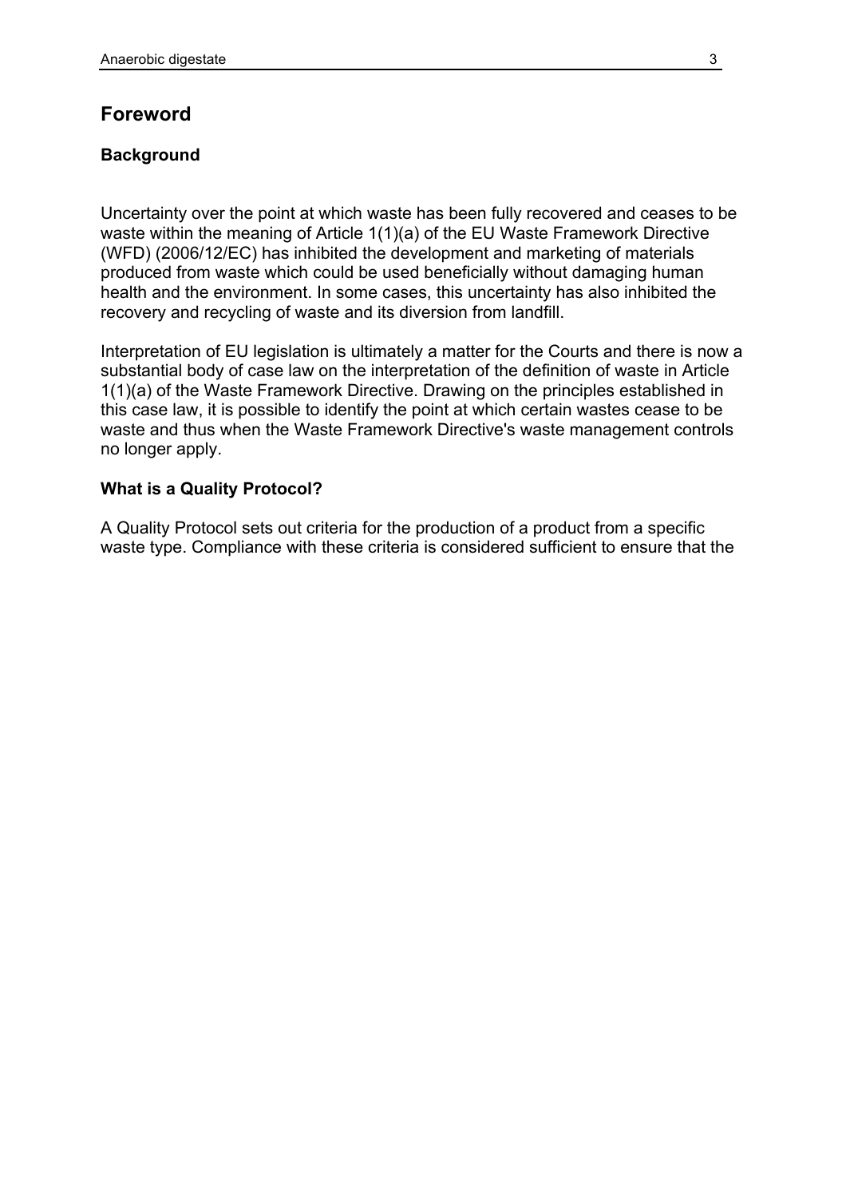## Foreword

### Background

Uncertainty over the point at which waste has been fully recovered and ceases to be waste within the meaning of Article 1(1)(a) of the EU Waste Framework Directive (WFD) (2006/12/EC) has inhibited the development and marketing of materials produced from waste which could be used beneficially without damaging human health and the environment. In some cases, this uncertainty has also inhibited the recovery and recycling of waste and its diversion from landfill.

Interpretation of EU legislation is ultimately a matter for the Courts and there is now a substantial body of case law on the interpretation of the definition of waste in Article 1(1)(a) of the Waste Framework Directive. Drawing on the principles established in this case law, it is possible to identify the point at which certain wastes cease to be waste and thus when the Waste Framework Directive's waste management controls no longer apply.

### What is a Quality Protocol?

A Quality Protocol sets out criteria for the production of a product from a specific waste type. Compliance with these criteria is considered sufficient to ensure that the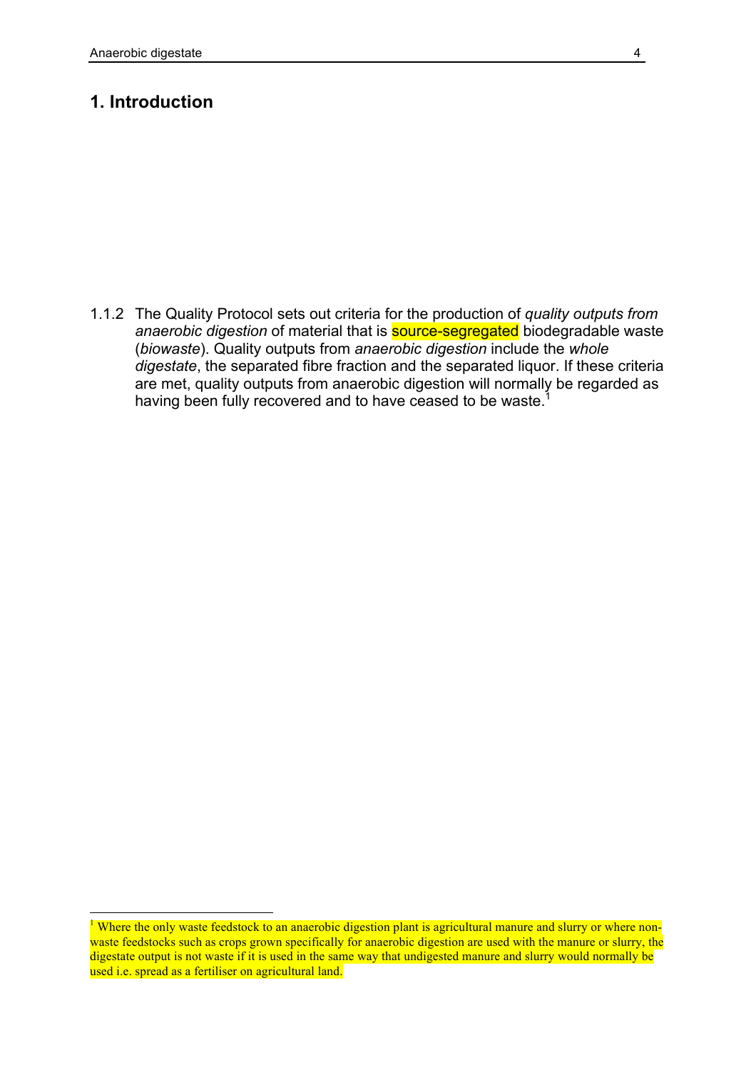# 1. Introduction

1.1.2 The Quality Protocol sets out criteria for the production of *quality outputs from anaerobic digestion* of material that is source-segregated biodegradable waste (*biowaste*). Quality outputs from *anaerobic digestion* include the *whole digestate*, the separated fibre fraction and the separated liquor. If these criteria are met, quality outputs from anaerobic digestion will normally be regarded as having been fully recovered and to have ceased to be waste.[1]

[1] Where the only waste feedstock to an anaerobic digestion plant is agricultural manure and slurry or where non-waste feedstocks such as crops grown specifically for anaerobic digestion are used with the manure or slurry, the digestate output is not waste if it is used in the same way that undigested manure and slurry would normally be used i.e. spread as a fertiliser on agricultural land.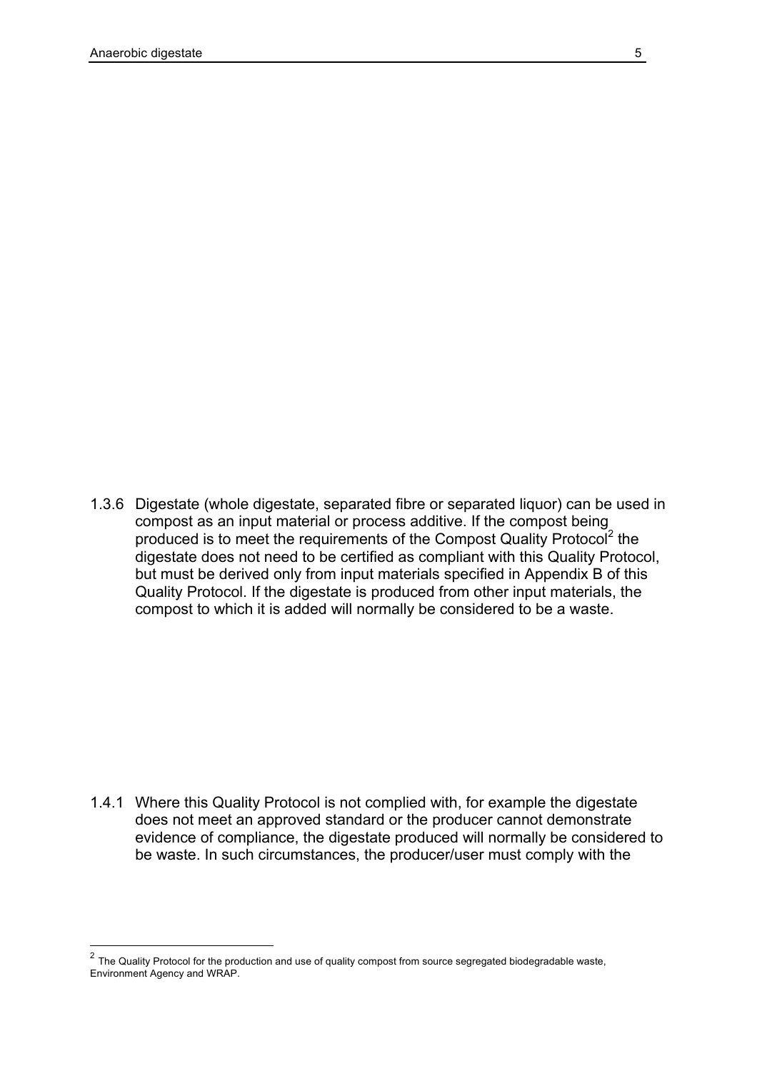1.3.6 Digestate (whole digestate, separated fibre or separated liquor) can be used in compost as an input material or process additive. If the compost being produced is to meet the requirements of the Compost Quality Protocol[2] the digestate does not need to be certified as compliant with this Quality Protocol, but must be derived only from input materials specified in Appendix B of this Quality Protocol. If the digestate is produced from other input materials, the compost to which it is added will normally be considered to be a waste.

1.4.1 Where this Quality Protocol is not complied with, for example the digestate does not meet an approved standard or the producer cannot demonstrate evidence of compliance, the digestate produced will normally be considered to be waste. In such circumstances, the producer/user must comply with the

---

[2] The Quality Protocol for the production and use of quality compost from source segregated biodegradable waste, Environment Agency and WRAP.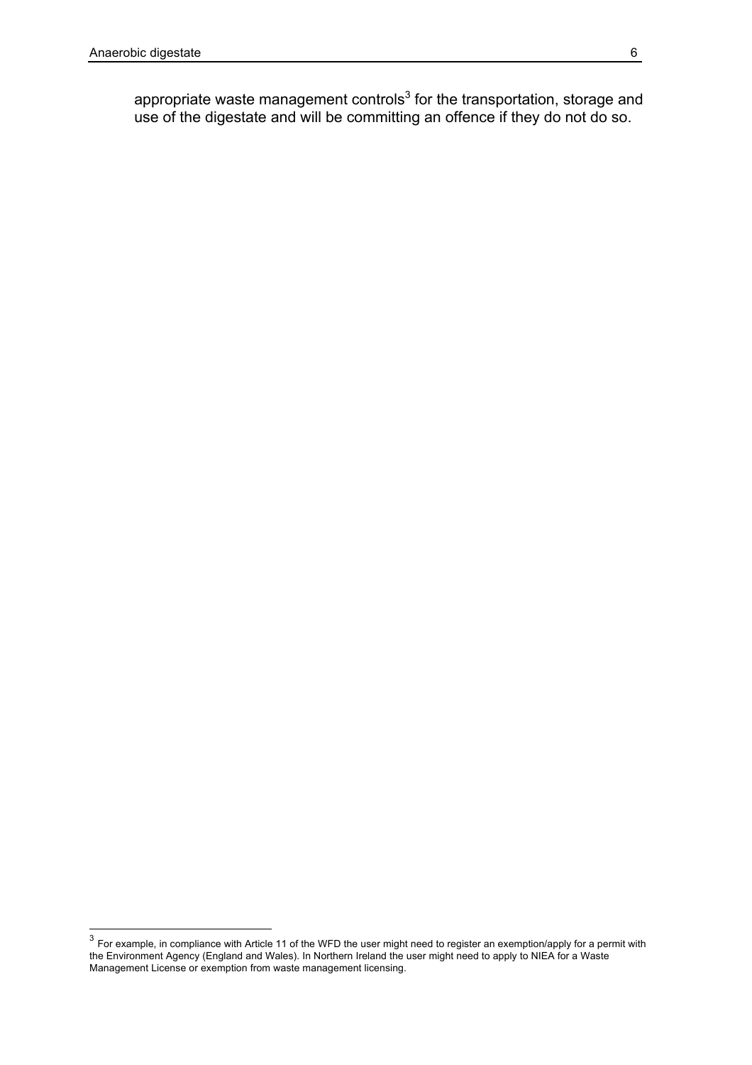appropriate waste management controls[3] for the transportation, storage and use of the digestate and will be committing an offence if they do not do so.

[3] For example, in compliance with Article 11 of the WFD the user might need to register an exemption/apply for a permit with the Environment Agency (England and Wales). In Northern Ireland the user might need to apply to NIEA for a Waste Management License or exemption from waste management licensing.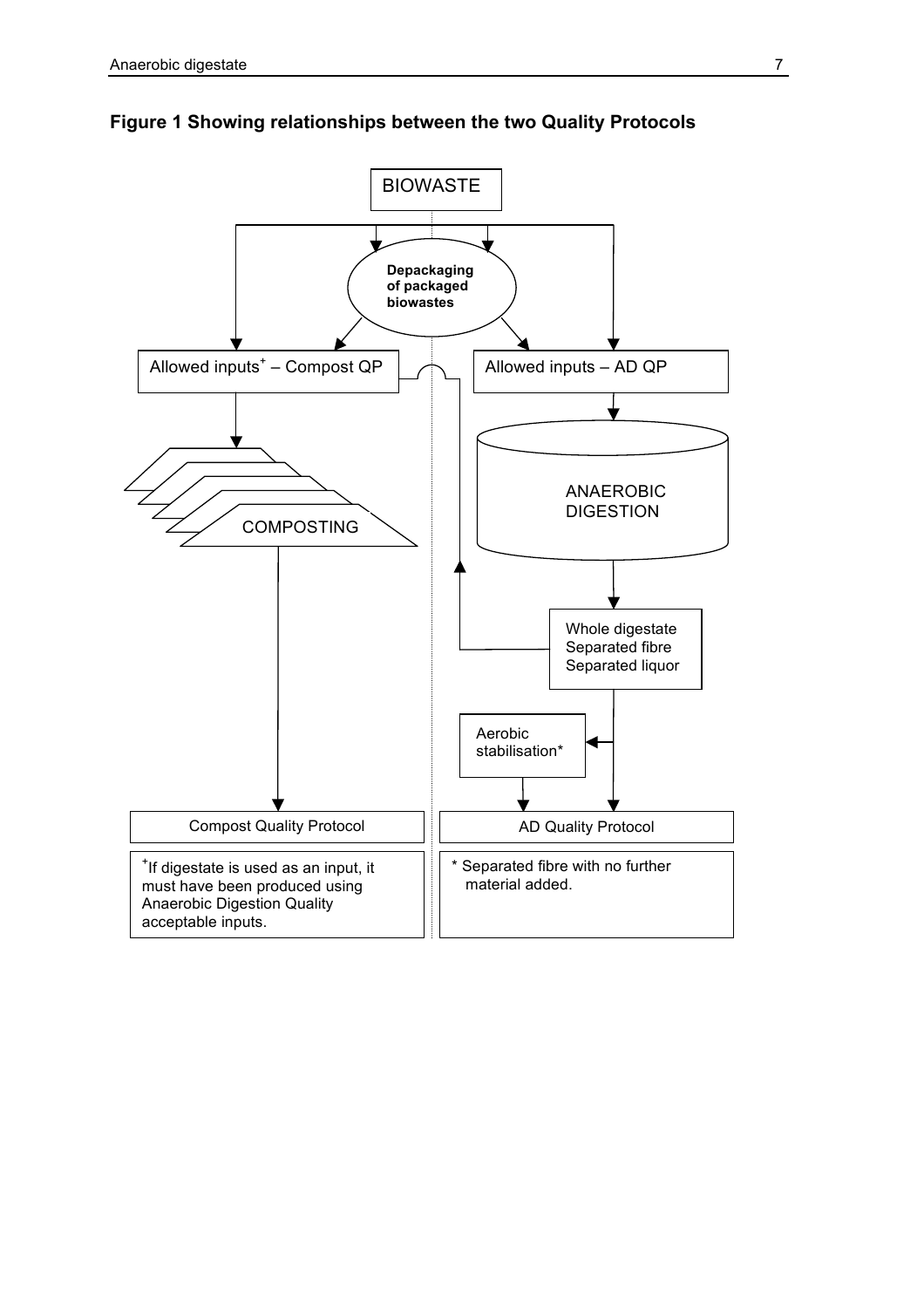**Figure 1 Showing relationships between the two Quality Protocols**

BIOWASTE

Depackaging of packaged biowastes

Allowed inputs[+] – Compost QP

Allowed inputs – AD QP

COMPOSTING

ANAEROBIC DIGESTION

Whole digestate
Separated fibre
Separated liquor

Aerobic stabilisation*

Compost Quality Protocol

AD Quality Protocol

[+]If digestate is used as an input, it must have been produced using Anaerobic Digestion Quality acceptable inputs.

* Separated fibre with no further material added.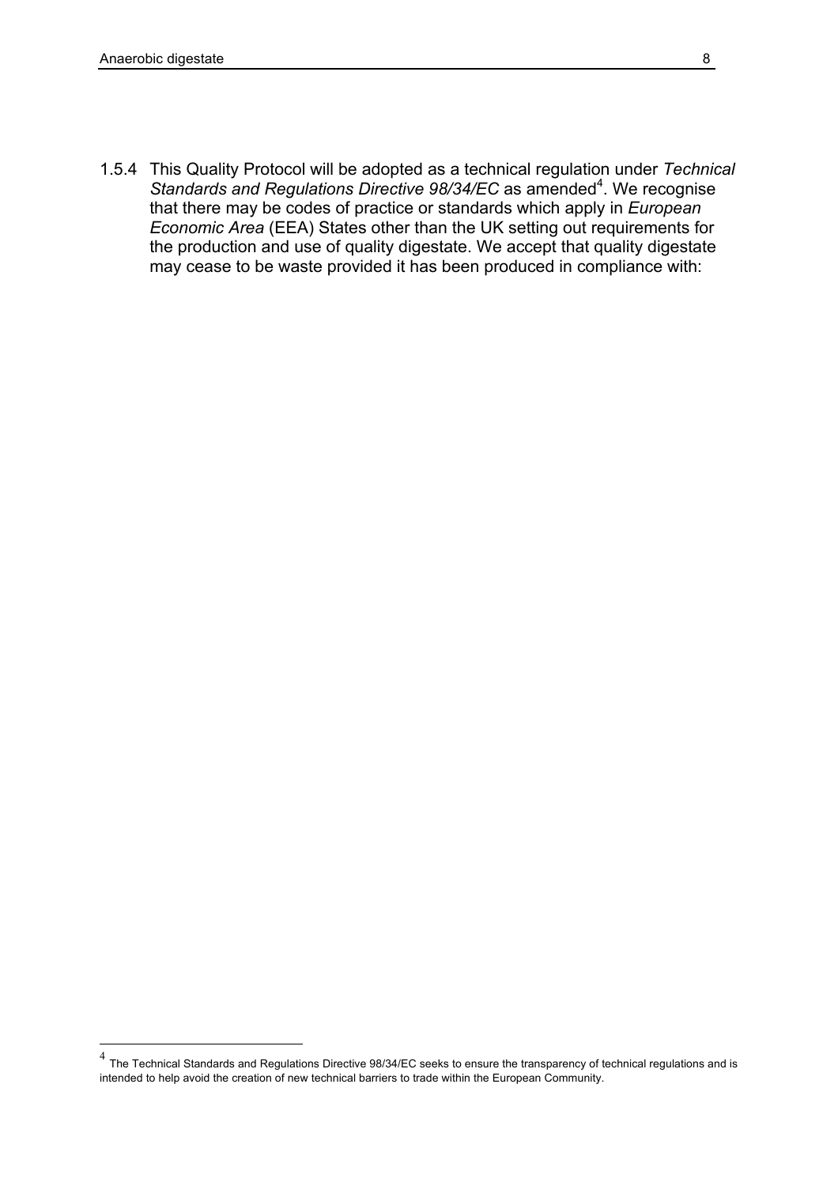1.5.4 This Quality Protocol will be adopted as a technical regulation under *Technical Standards and Regulations Directive 98/34/EC* as amended[4]. We recognise that there may be codes of practice or standards which apply in *European Economic Area* (EEA) States other than the UK setting out requirements for the production and use of quality digestate. We accept that quality digestate may cease to be waste provided it has been produced in compliance with:

[4] The Technical Standards and Regulations Directive 98/34/EC seeks to ensure the transparency of technical regulations and is intended to help avoid the creation of new technical barriers to trade within the European Community.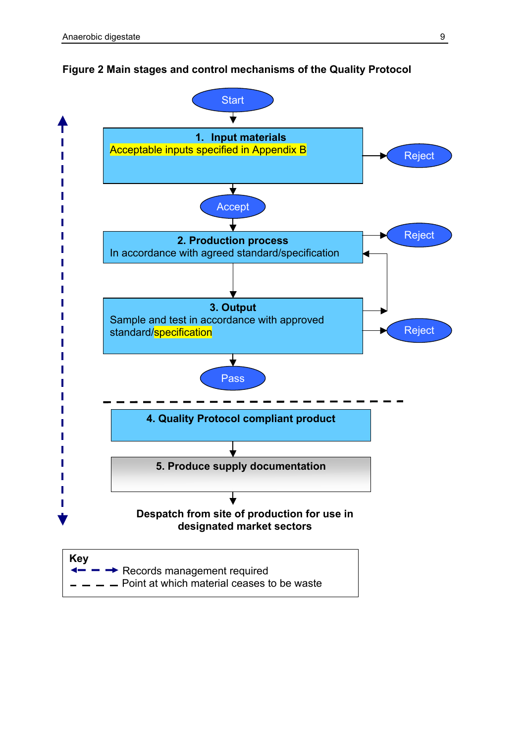**Figure 2 Main stages and control mechanisms of the Quality Protocol**

Start

**1. Input materials**
Acceptable inputs specified in Appendix B

Reject

Accept

**2. Production process**
In accordance with agreed standard/specification

Reject

**3. Output**
Sample and test in accordance with approved standard/specification

Reject

Pass

**4. Quality Protocol compliant product**

**5. Produce supply documentation**

**Despatch from site of production for use in designated market sectors**

**Key**
- Records management required (blue dashed double-headed arrow)
- Point at which material ceases to be waste (black dashed line)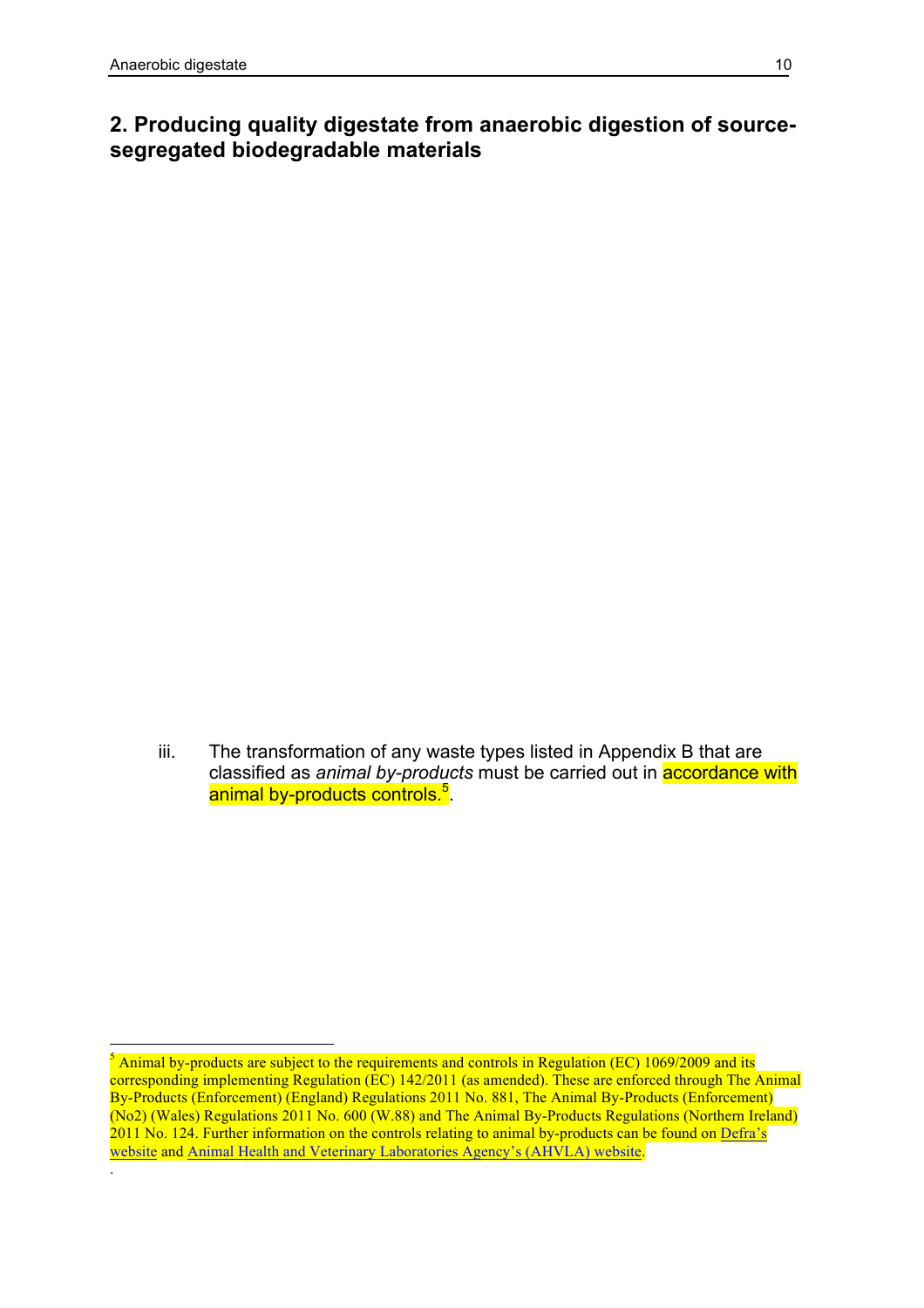## 2. Producing quality digestate from anaerobic digestion of source-segregated biodegradable materials

iii. The transformation of any waste types listed in Appendix B that are classified as *animal by-products* must be carried out in accordance with animal by-products controls.[5].

[5] Animal by-products are subject to the requirements and controls in Regulation (EC) 1069/2009 and its corresponding implementing Regulation (EC) 142/2011 (as amended). These are enforced through The Animal By-Products (Enforcement) (England) Regulations 2011 No. 881, The Animal By-Products (Enforcement) (No2) (Wales) Regulations 2011 No. 600 (W.88) and The Animal By-Products Regulations (Northern Ireland) 2011 No. 124. Further information on the controls relating to animal by-products can be found on Defra's website and Animal Health and Veterinary Laboratories Agency's (AHVLA) website.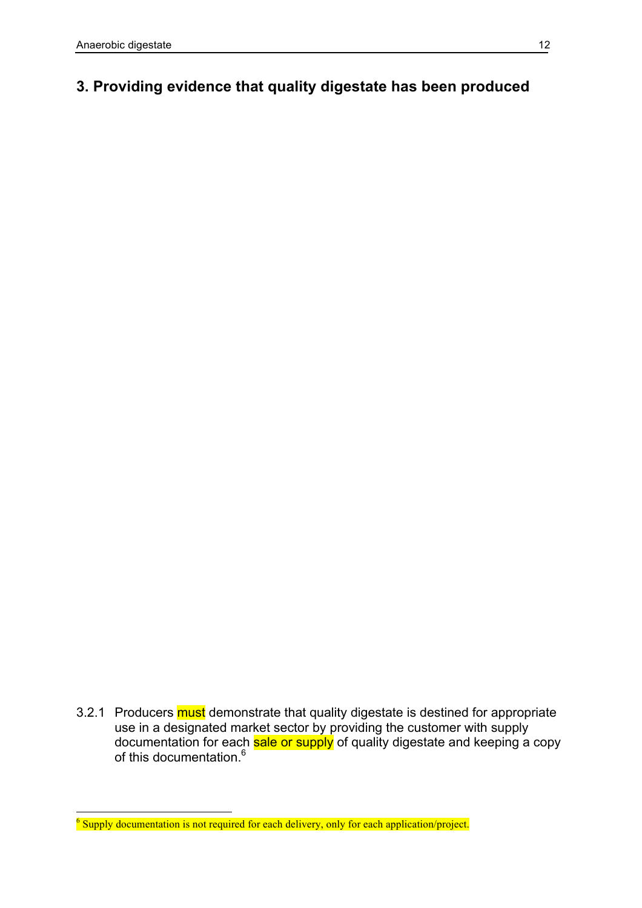## 3. Providing evidence that quality digestate has been produced

3.2.1 Producers must demonstrate that quality digestate is destined for appropriate use in a designated market sector by providing the customer with supply documentation for each sale or supply of quality digestate and keeping a copy of this documentation.[6]

[6] Supply documentation is not required for each delivery, only for each application/project.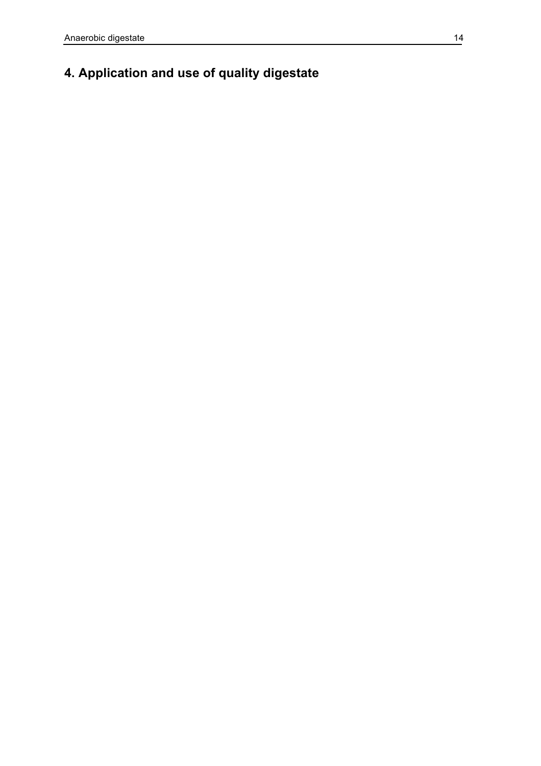# 4. Application and use of quality digestate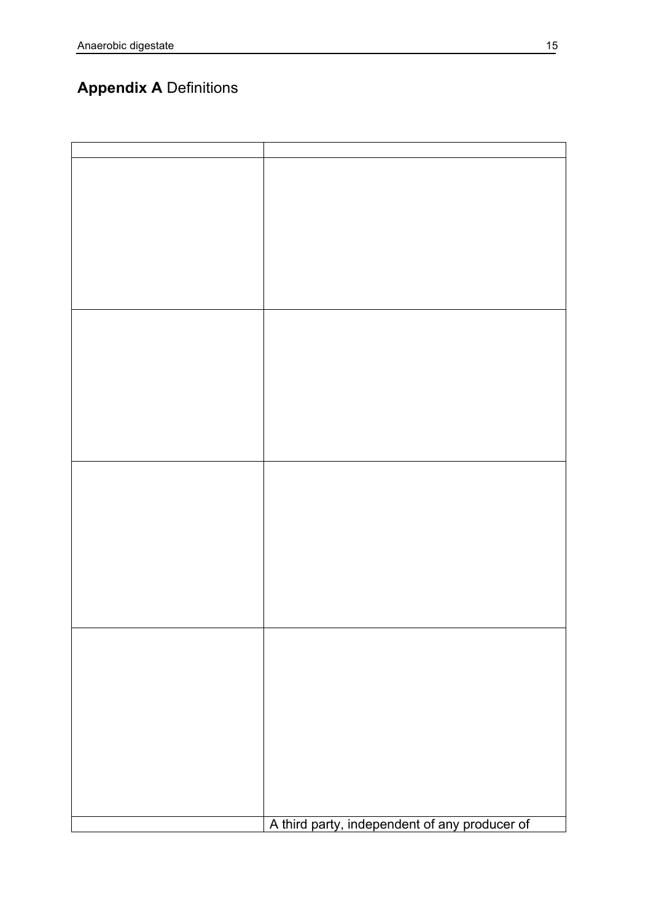## **Appendix A** Definitions

| | |
|---|---|
| | |
| | |
| | |
| | |
| | A third party, independent of any producer of |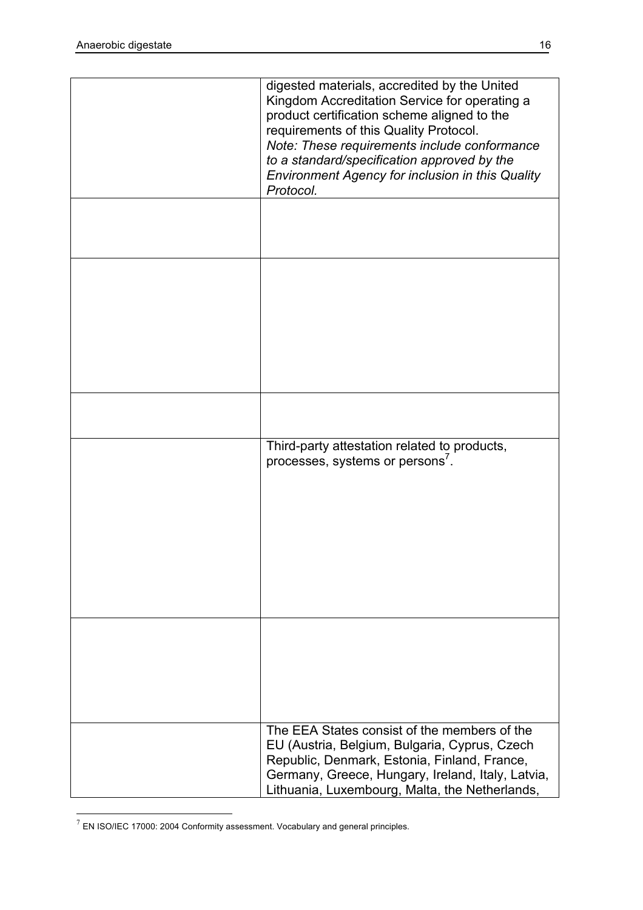| | |
|---|---|
| | digested materials, accredited by the United Kingdom Accreditation Service for operating a product certification scheme aligned to the requirements of this Quality Protocol. *Note: These requirements include conformance to a standard/specification approved by the Environment Agency for inclusion in this Quality Protocol.* |
| | |
| | |
| | |
| | Third-party attestation related to products, processes, systems or persons[7]. |
| | |
| | The EEA States consist of the members of the EU (Austria, Belgium, Bulgaria, Cyprus, Czech Republic, Denmark, Estonia, Finland, France, Germany, Greece, Hungary, Ireland, Italy, Latvia, Lithuania, Luxembourg, Malta, the Netherlands, |

[7] EN ISO/IEC 17000: 2004 Conformity assessment. Vocabulary and general principles.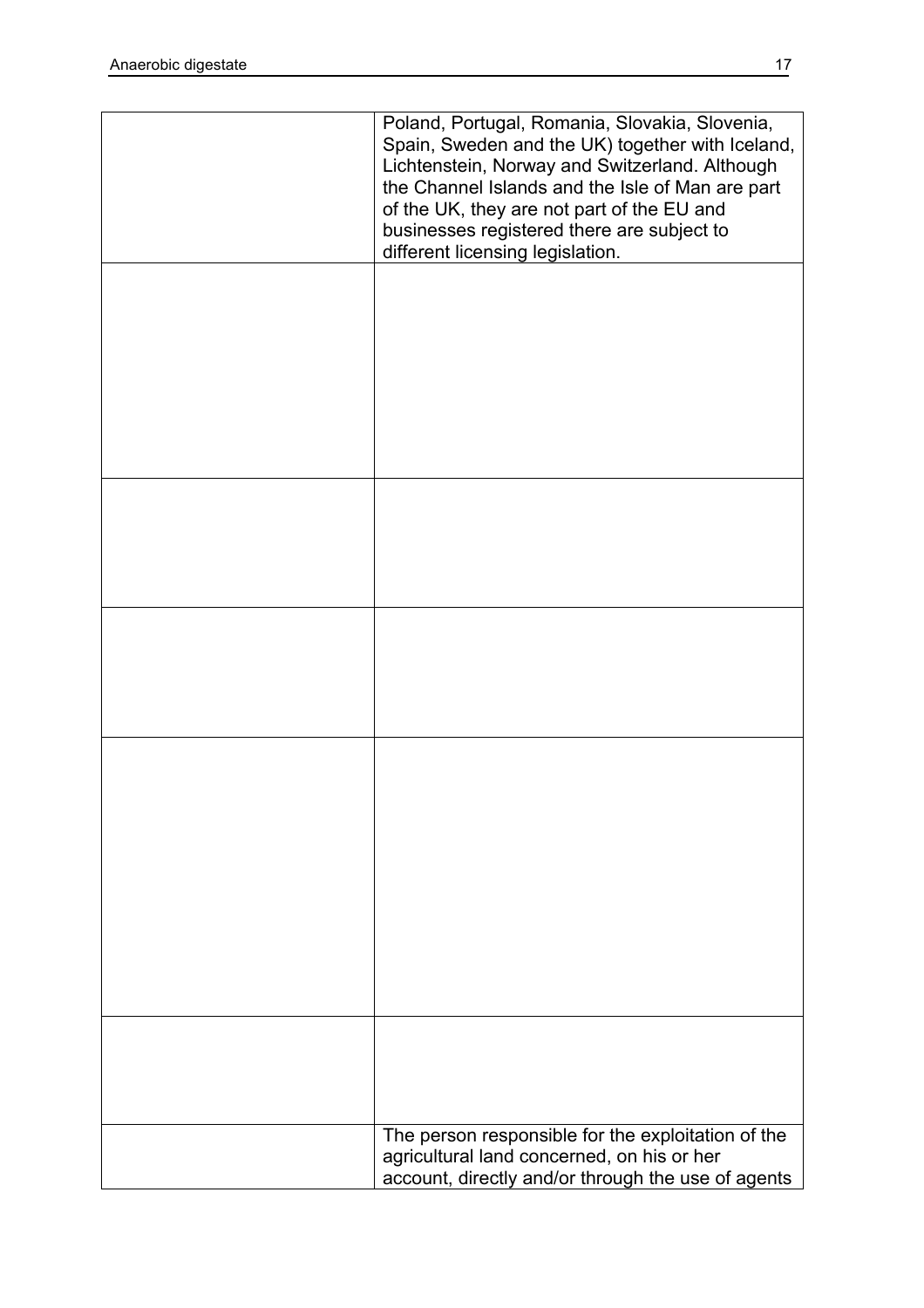| | |
|---|---|
| | Poland, Portugal, Romania, Slovakia, Slovenia, Spain, Sweden and the UK) together with Iceland, Lichtenstein, Norway and Switzerland. Although the Channel Islands and the Isle of Man are part of the UK, they are not part of the EU and businesses registered there are subject to different licensing legislation. |
| | |
| | |
| | |
| | |
| | |
| | The person responsible for the exploitation of the agricultural land concerned, on his or her account, directly and/or through the use of agents |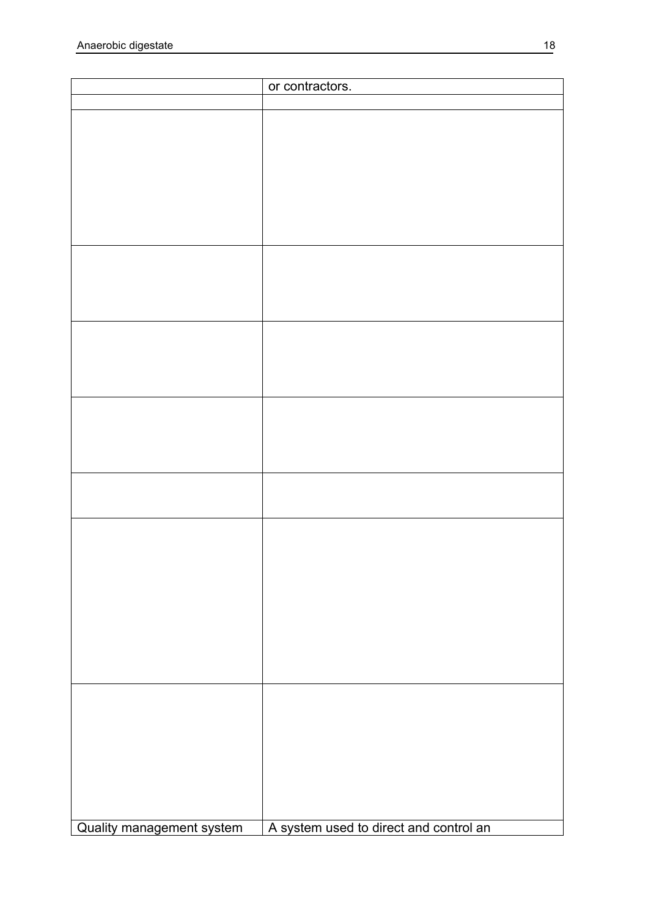| | |
|---|---|
| | or contractors. |
| | |
| | |
| | |
| | |
| | |
| | |
| | |
| | |
| Quality management system | A system used to direct and control an |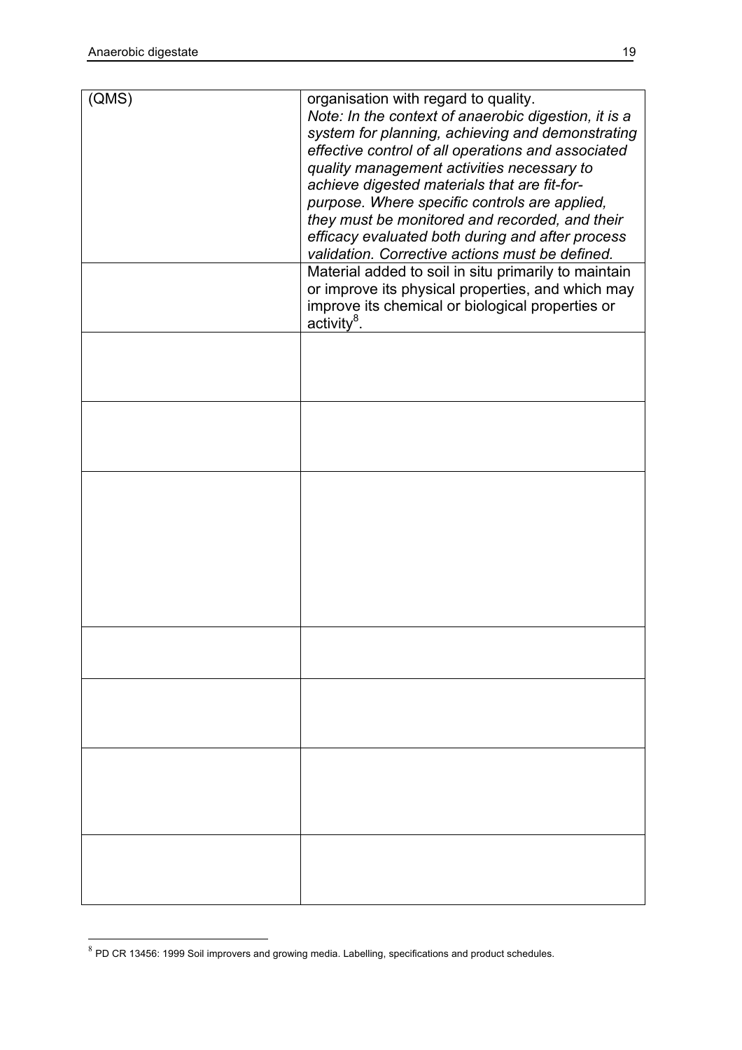| | |
|---|---|
| (QMS) | organisation with regard to quality.<br>*Note: In the context of anaerobic digestion, it is a system for planning, achieving and demonstrating effective control of all operations and associated quality management activities necessary to achieve digested materials that are fit-for-purpose. Where specific controls are applied, they must be monitored and recorded, and their efficacy evaluated both during and after process validation. Corrective actions must be defined.* |
| | Material added to soil in situ primarily to maintain or improve its physical properties, and which may improve its chemical or biological properties or activity[8]. |
| | |
| | |
| | |
| | |
| | |
| | |
| | |

[8] PD CR 13456: 1999 Soil improvers and growing media. Labelling, specifications and product schedules.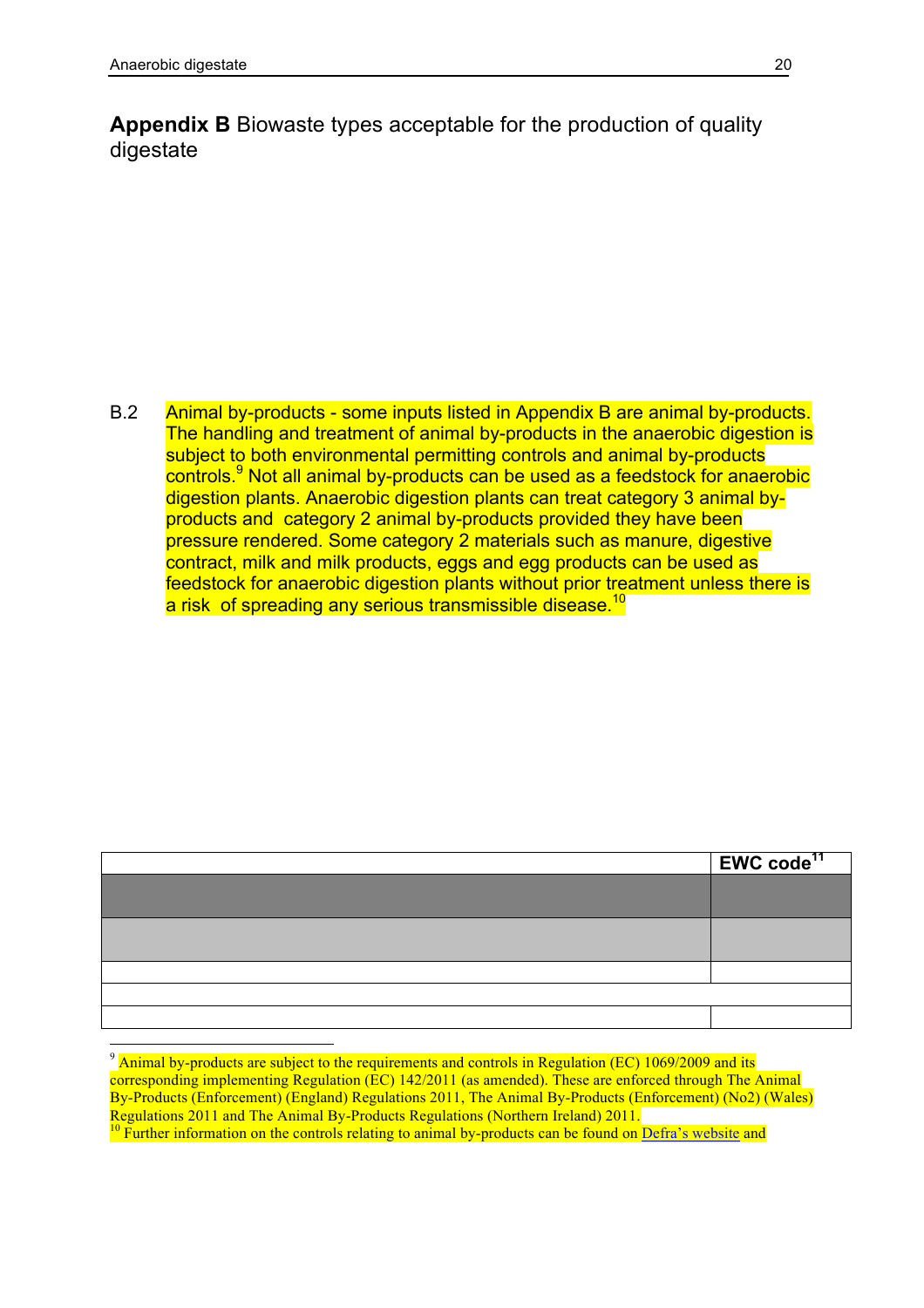## **Appendix B** Biowaste types acceptable for the production of quality digestate

B.2 Animal by-products - some inputs listed in Appendix B are animal by-products. The handling and treatment of animal by-products in the anaerobic digestion is subject to both environmental permitting controls and animal by-products controls.[9] Not all animal by-products can be used as a feedstock for anaerobic digestion plants. Anaerobic digestion plants can treat category 3 animal by-products and category 2 animal by-products provided they have been pressure rendered. Some category 2 materials such as manure, digestive contract, milk and milk products, eggs and egg products can be used as feedstock for anaerobic digestion plants without prior treatment unless there is a risk of spreading any serious transmissible disease.[10]

| | **EWC code[11]** |
|---|---|
| | |
| | |
| | |
| | |
| | |

[9] Animal by-products are subject to the requirements and controls in Regulation (EC) 1069/2009 and its corresponding implementing Regulation (EC) 142/2011 (as amended). These are enforced through The Animal By-Products (Enforcement) (England) Regulations 2011, The Animal By-Products (Enforcement) (No2) (Wales) Regulations 2011 and The Animal By-Products Regulations (Northern Ireland) 2011.

[10] Further information on the controls relating to animal by-products can be found on Defra's website and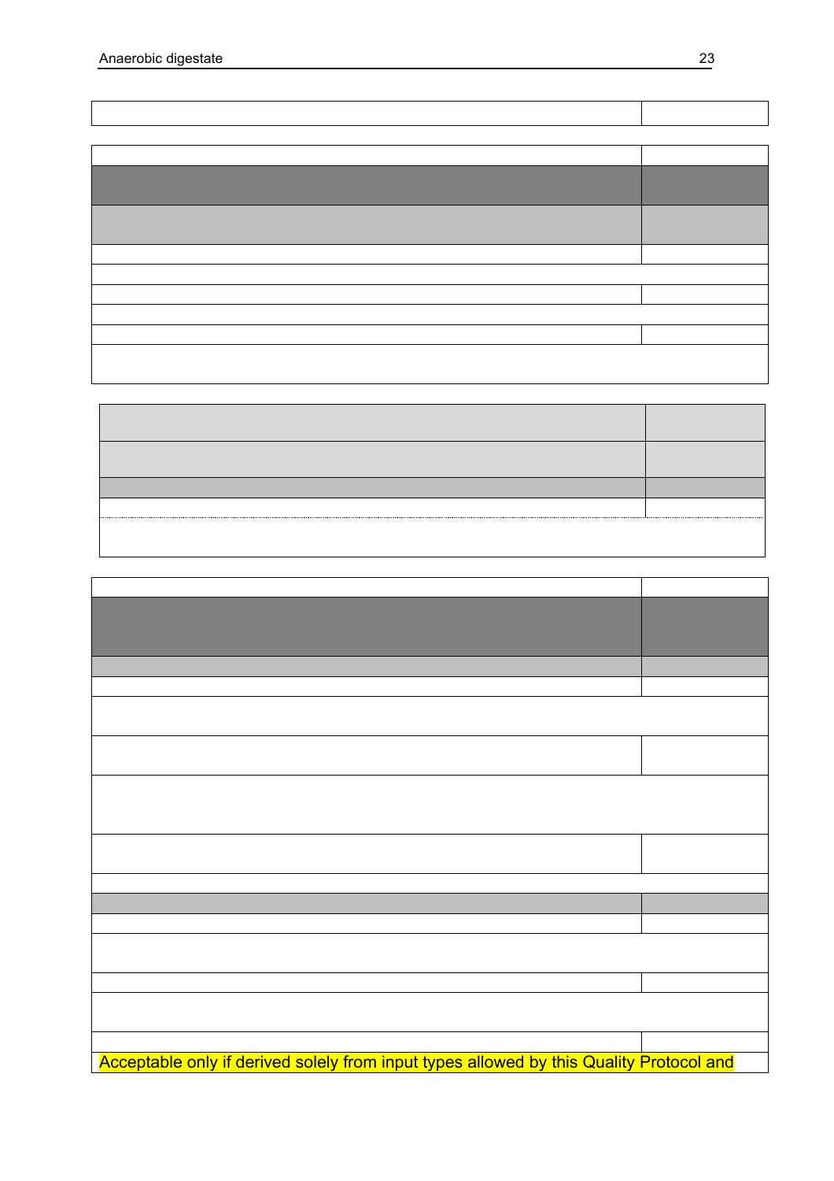Acceptable only if derived solely from input types allowed by this Quality Protocol and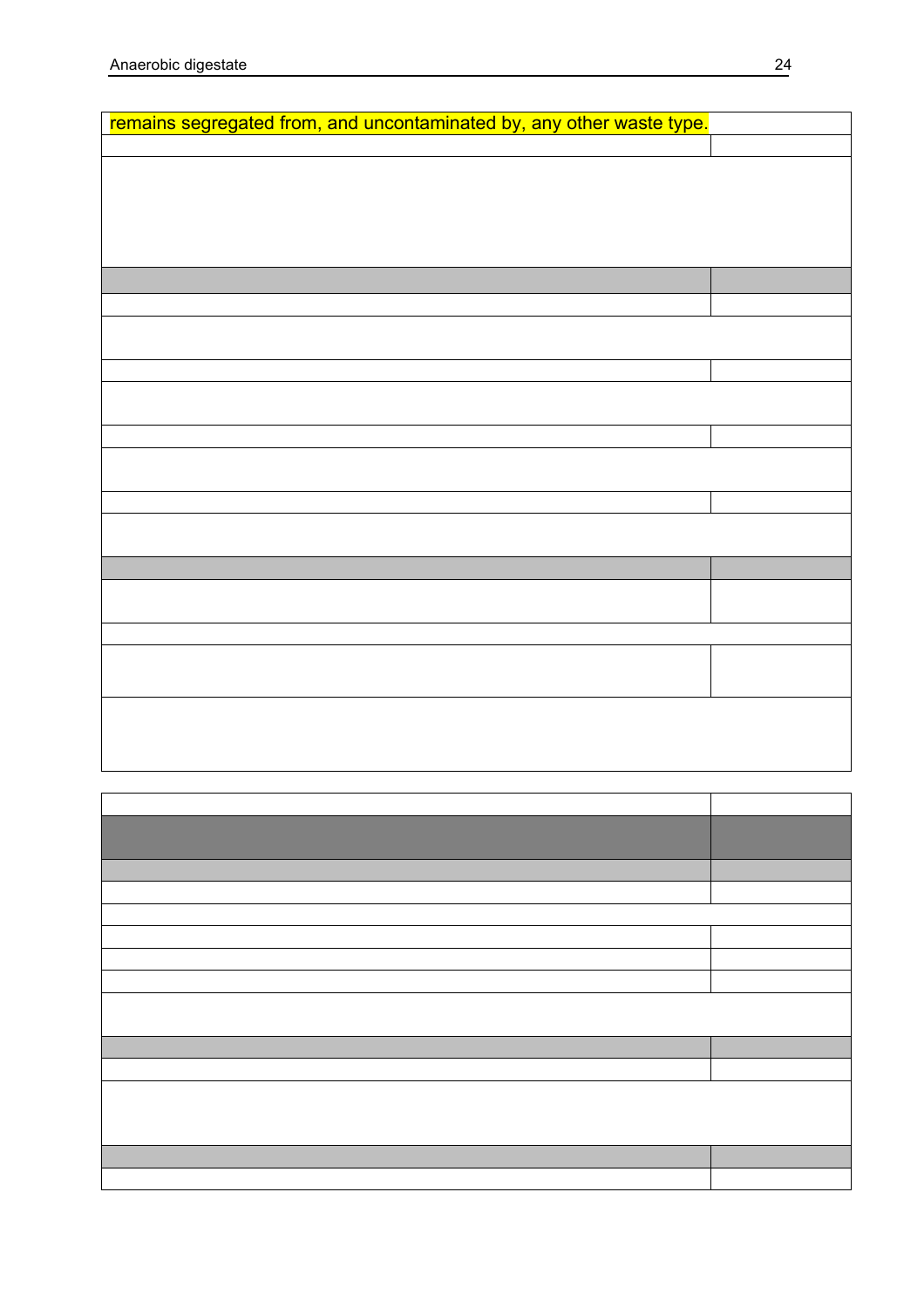remains segregated from, and uncontaminated by, any other waste type.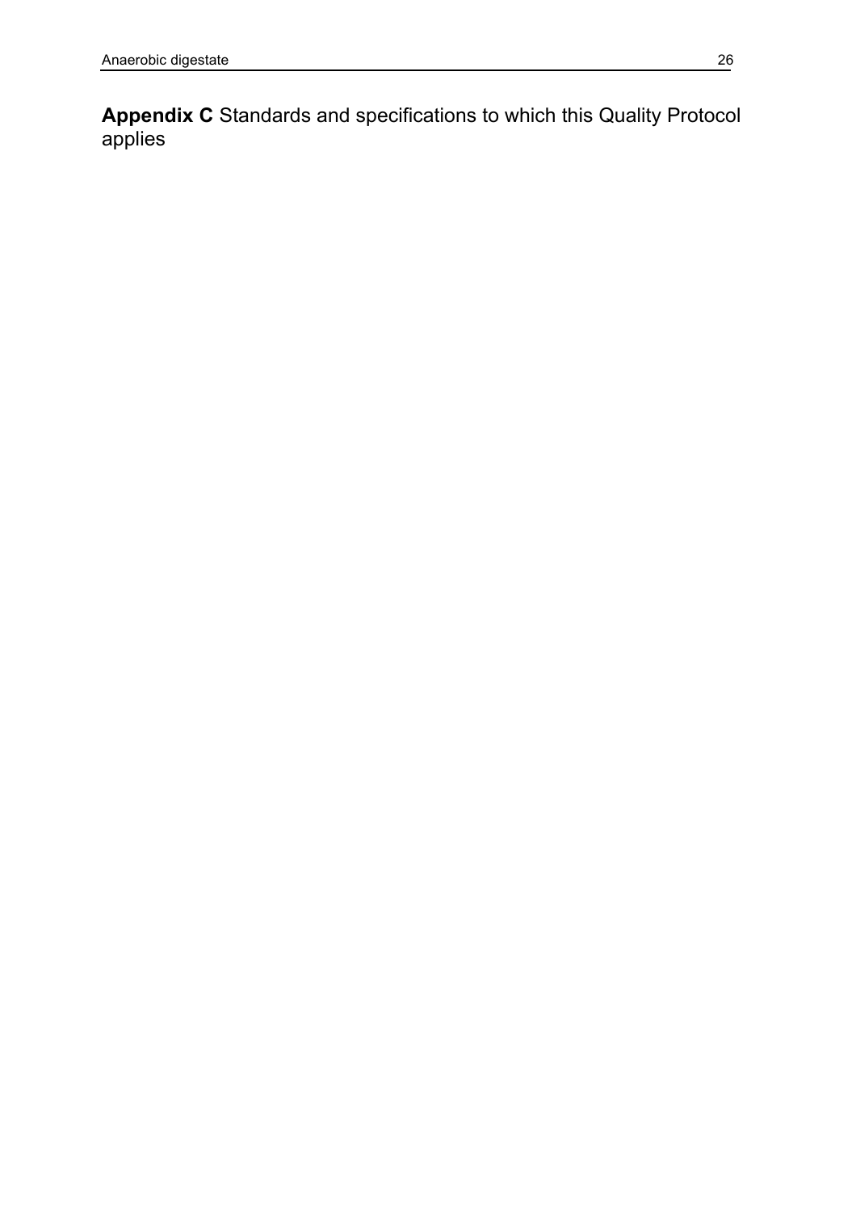## **Appendix C** Standards and specifications to which this Quality Protocol applies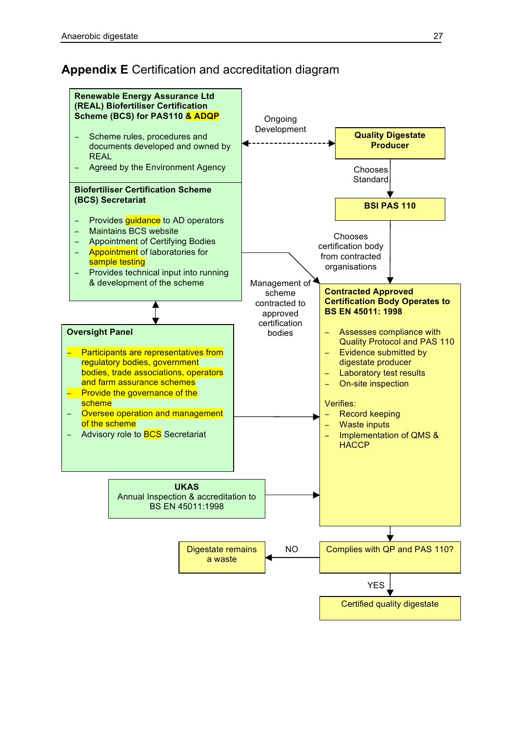## Appendix E Certification and accreditation diagram

**Renewable Energy Assurance Ltd (REAL) Biofertiliser Certification Scheme (BCS) for PAS110 & ADQP**

- Scheme rules, procedures and documents developed and owned by REAL
- Agreed by the Environment Agency

**Biofertiliser Certification Scheme (BCS) Secretariat**

- Provides guidance to AD operators
- Maintains BCS website
- Appointment of Certifying Bodies
- Appointment of laboratories for sample testing
- Provides technical input into running & development of the scheme

Ongoing Development

**Quality Digestate Producer**

Chooses Standard

**BSI PAS 110**

Chooses certification body from contracted organisations

Management of scheme contracted to approved certification bodies

**Oversight Panel**

- Participants are representatives from regulatory bodies, government bodies, trade associations, operators and farm assurance schemes
- Provide the governance of the scheme
- Oversee operation and management of the scheme
- Advisory role to BCS Secretariat

**Contracted Approved Certification Body Operates to BS EN 45011: 1998**

- Assesses compliance with Quality Protocol and PAS 110
- Evidence submitted by digestate producer
- Laboratory test results
- On-site inspection

Verifies:

- Record keeping
- Waste inputs
- Implementation of QMS & HACCP

**UKAS**
Annual Inspection & accreditation to BS EN 45011:1998

Complies with QP and PAS 110?

NO → Digestate remains a waste

YES → Certified quality digestate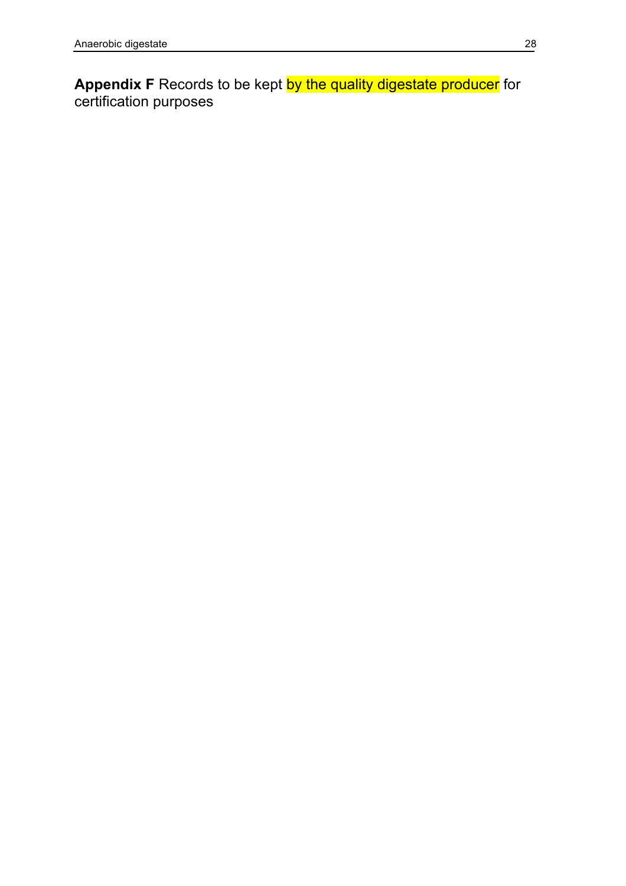**Appendix F** Records to be kept by the quality digestate producer for certification purposes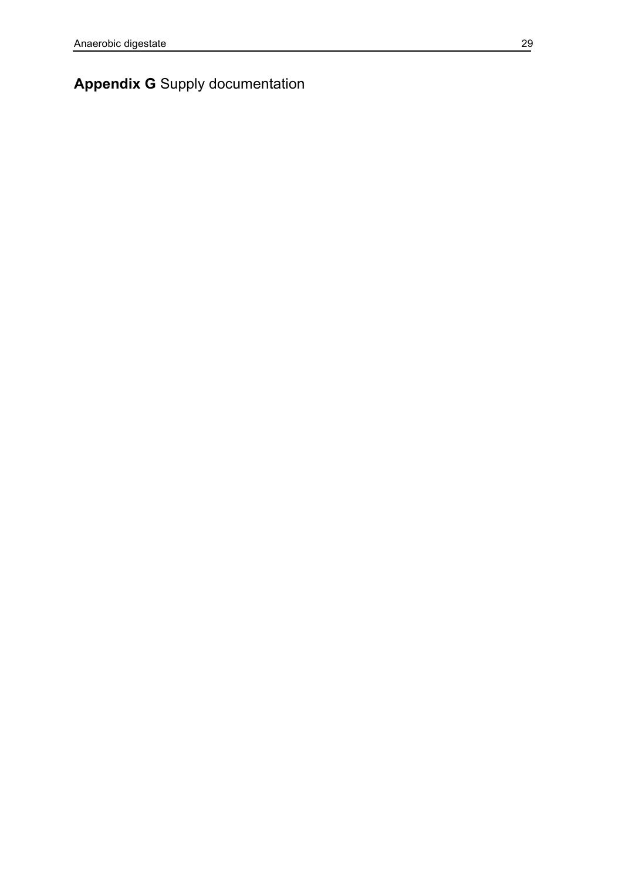# **Appendix G** Supply documentation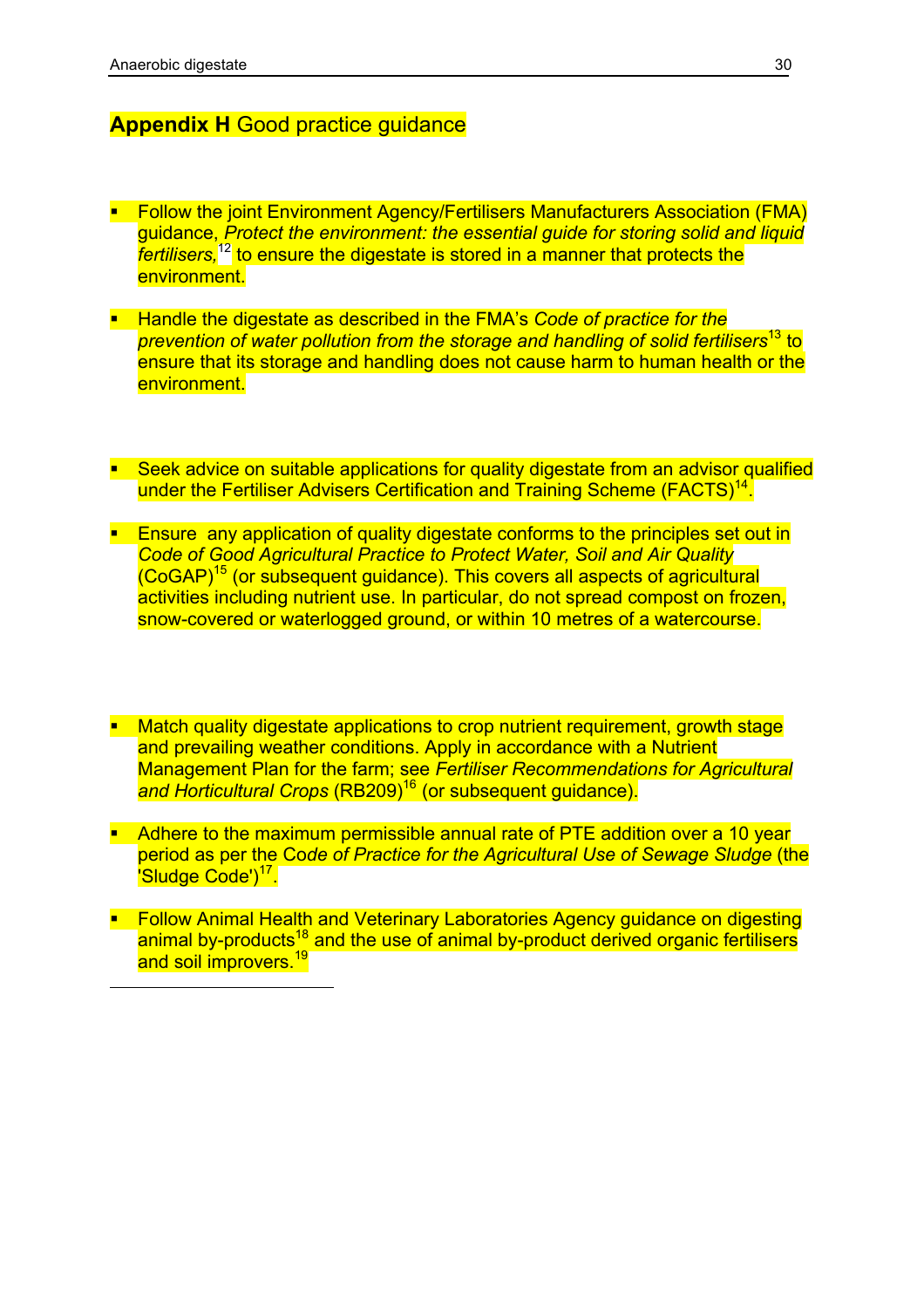## **Appendix H** Good practice guidance

- Follow the joint Environment Agency/Fertilisers Manufacturers Association (FMA) guidance, *Protect the environment: the essential guide for storing solid and liquid fertilisers,*[12] to ensure the digestate is stored in a manner that protects the environment.

- Handle the digestate as described in the FMA's *Code of practice for the prevention of water pollution from the storage and handling of solid fertilisers*[13] to ensure that its storage and handling does not cause harm to human health or the environment.

- Seek advice on suitable applications for quality digestate from an advisor qualified under the Fertiliser Advisers Certification and Training Scheme (FACTS)[14].

- Ensure any application of quality digestate conforms to the principles set out in *Code of Good Agricultural Practice to Protect Water, Soil and Air Quality* (CoGAP)[15] (or subsequent guidance). This covers all aspects of agricultural activities including nutrient use. In particular, do not spread compost on frozen, snow-covered or waterlogged ground, or within 10 metres of a watercourse.

- Match quality digestate applications to crop nutrient requirement, growth stage and prevailing weather conditions. Apply in accordance with a Nutrient Management Plan for the farm; see *Fertiliser Recommendations for Agricultural and Horticultural Crops* (RB209)[16] (or subsequent guidance).

- Adhere to the maximum permissible annual rate of PTE addition over a 10 year period as per the Co*de of Practice for the Agricultural Use of Sewage Sludge* (the 'Sludge Code')[17].

- Follow Animal Health and Veterinary Laboratories Agency guidance on digesting animal by-products[18] and the use of animal by-product derived organic fertilisers and soil improvers.[19]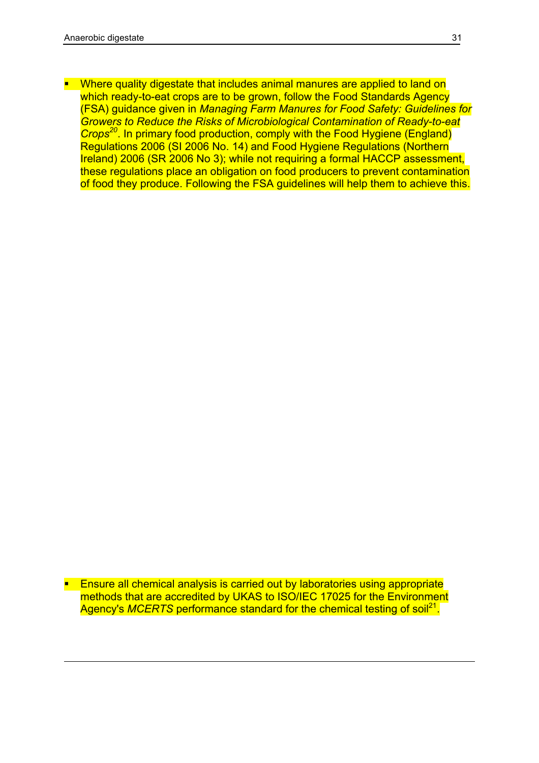- Where quality digestate that includes animal manures are applied to land on which ready-to-eat crops are to be grown, follow the Food Standards Agency (FSA) guidance given in *Managing Farm Manures for Food Safety: Guidelines for Growers to Reduce the Risks of Microbiological Contamination of Ready-to-eat Crops*[20]. In primary food production, comply with the Food Hygiene (England) Regulations 2006 (SI 2006 No. 14) and Food Hygiene Regulations (Northern Ireland) 2006 (SR 2006 No 3); while not requiring a formal HACCP assessment, these regulations place an obligation on food producers to prevent contamination of food they produce. Following the FSA guidelines will help them to achieve this.

- Ensure all chemical analysis is carried out by laboratories using appropriate methods that are accredited by UKAS to ISO/IEC 17025 for the Environment Agency's *MCERTS* performance standard for the chemical testing of soil[21].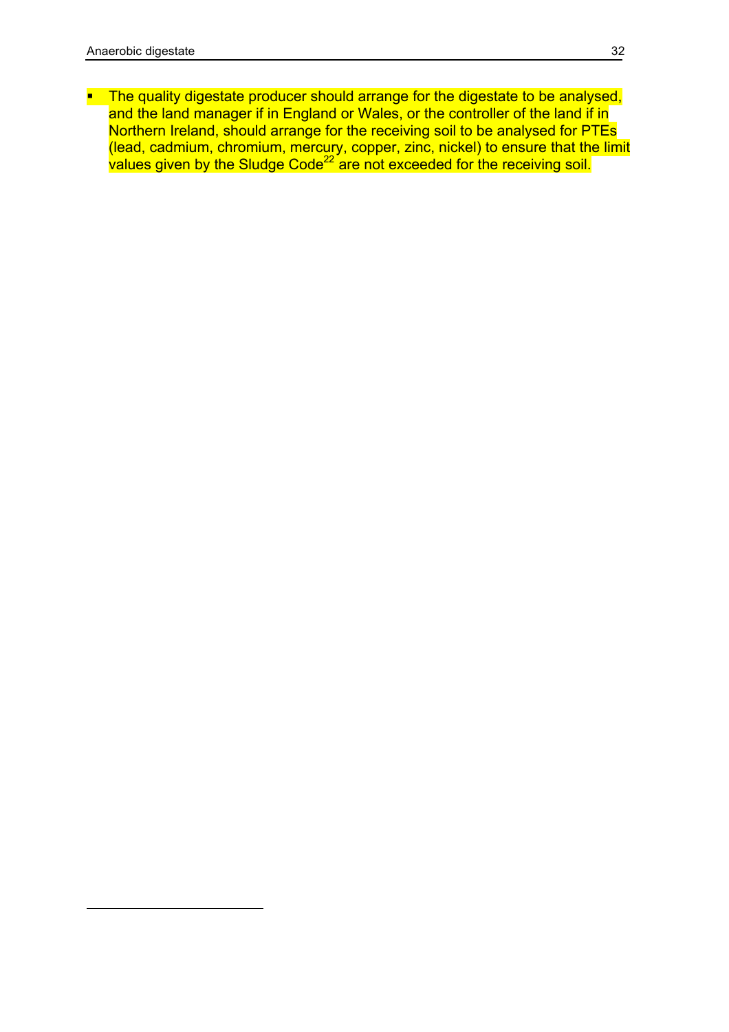- The quality digestate producer should arrange for the digestate to be analysed, and the land manager if in England or Wales, or the controller of the land if in Northern Ireland, should arrange for the receiving soil to be analysed for PTEs (lead, cadmium, chromium, mercury, copper, zinc, nickel) to ensure that the limit values given by the Sludge Code[22] are not exceeded for the receiving soil.